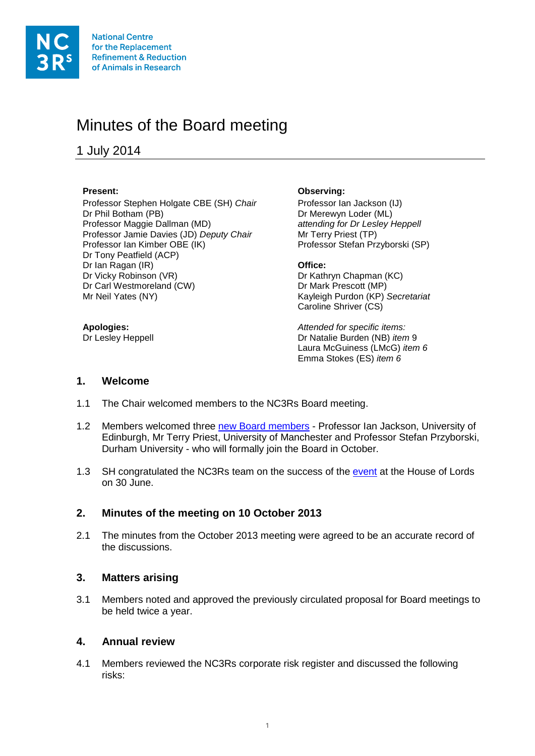National Centre for the Replacement Refinement & Reduction of Animals in Research

# Minutes of the Board meeting

## 1 July 2014

**Present:**
Professor Stephen Holgate CBE (SH) *Chair*
Dr Phil Botham (PB)
Professor Maggie Dallman (MD)
Professor Jamie Davies (JD) *Deputy Chair*
Professor Ian Kimber OBE (IK)
Dr Tony Peatfield (ACP)
Dr Ian Ragan (IR)
Dr Vicky Robinson (VR)
Dr Carl Westmoreland (CW)
Mr Neil Yates (NY)

**Apologies:**
Dr Lesley Heppell

**Observing:**
Professor Ian Jackson (IJ)
Dr Merewyn Loder (ML)
*attending for Dr Lesley Heppell*
Mr Terry Priest (TP)
Professor Stefan Przyborski (SP)

**Office:**
Dr Kathryn Chapman (KC)
Dr Mark Prescott (MP)
Kayleigh Purdon (KP) *Secretariat*
Caroline Shriver (CS)

*Attended for specific items:*
Dr Natalie Burden (NB) *item* 9
Laura McGuiness (LMcG) *item 6*
Emma Stokes (ES) *item 6*

### 1. Welcome

1.1 The Chair welcomed members to the NC3Rs Board meeting.

1.2 Members welcomed three new Board members - Professor Ian Jackson, University of Edinburgh, Mr Terry Priest, University of Manchester and Professor Stefan Przyborski, Durham University - who will formally join the Board in October.

1.3 SH congratulated the NC3Rs team on the success of the event at the House of Lords on 30 June.

### 2. Minutes of the meeting on 10 October 2013

2.1 The minutes from the October 2013 meeting were agreed to be an accurate record of the discussions.

### 3. Matters arising

3.1 Members noted and approved the previously circulated proposal for Board meetings to be held twice a year.

### 4. Annual review

4.1 Members reviewed the NC3Rs corporate risk register and discussed the following risks: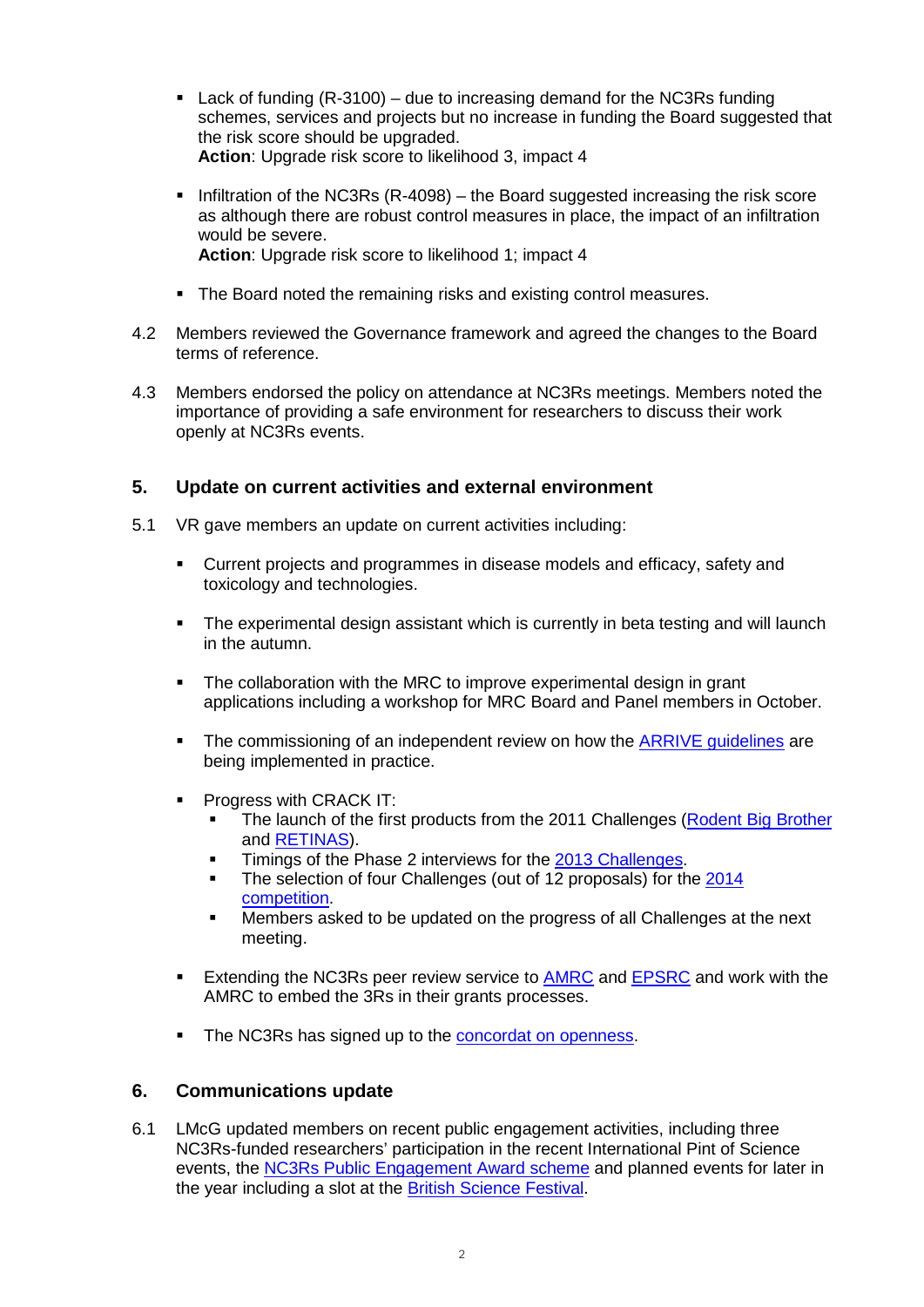- Lack of funding (R-3100) – due to increasing demand for the NC3Rs funding schemes, services and projects but no increase in funding the Board suggested that the risk score should be upgraded.
  **Action**: Upgrade risk score to likelihood 3, impact 4

- Infiltration of the NC3Rs (R-4098) – the Board suggested increasing the risk score as although there are robust control measures in place, the impact of an infiltration would be severe.
  **Action**: Upgrade risk score to likelihood 1; impact 4

- The Board noted the remaining risks and existing control measures.

4.2 Members reviewed the Governance framework and agreed the changes to the Board terms of reference.

4.3 Members endorsed the policy on attendance at NC3Rs meetings. Members noted the importance of providing a safe environment for researchers to discuss their work openly at NC3Rs events.

## 5. Update on current activities and external environment

5.1 VR gave members an update on current activities including:

- Current projects and programmes in disease models and efficacy, safety and toxicology and technologies.

- The experimental design assistant which is currently in beta testing and will launch in the autumn.

- The collaboration with the MRC to improve experimental design in grant applications including a workshop for MRC Board and Panel members in October.

- The commissioning of an independent review on how the ARRIVE guidelines are being implemented in practice.

- Progress with CRACK IT:
  - The launch of the first products from the 2011 Challenges (Rodent Big Brother and RETINAS).
  - Timings of the Phase 2 interviews for the 2013 Challenges.
  - The selection of four Challenges (out of 12 proposals) for the 2014 competition.
  - Members asked to be updated on the progress of all Challenges at the next meeting.

- Extending the NC3Rs peer review service to AMRC and EPSRC and work with the AMRC to embed the 3Rs in their grants processes.

- The NC3Rs has signed up to the concordat on openness.

## 6. Communications update

6.1 LMcG updated members on recent public engagement activities, including three NC3Rs-funded researchers' participation in the recent International Pint of Science events, the NC3Rs Public Engagement Award scheme and planned events for later in the year including a slot at the British Science Festival.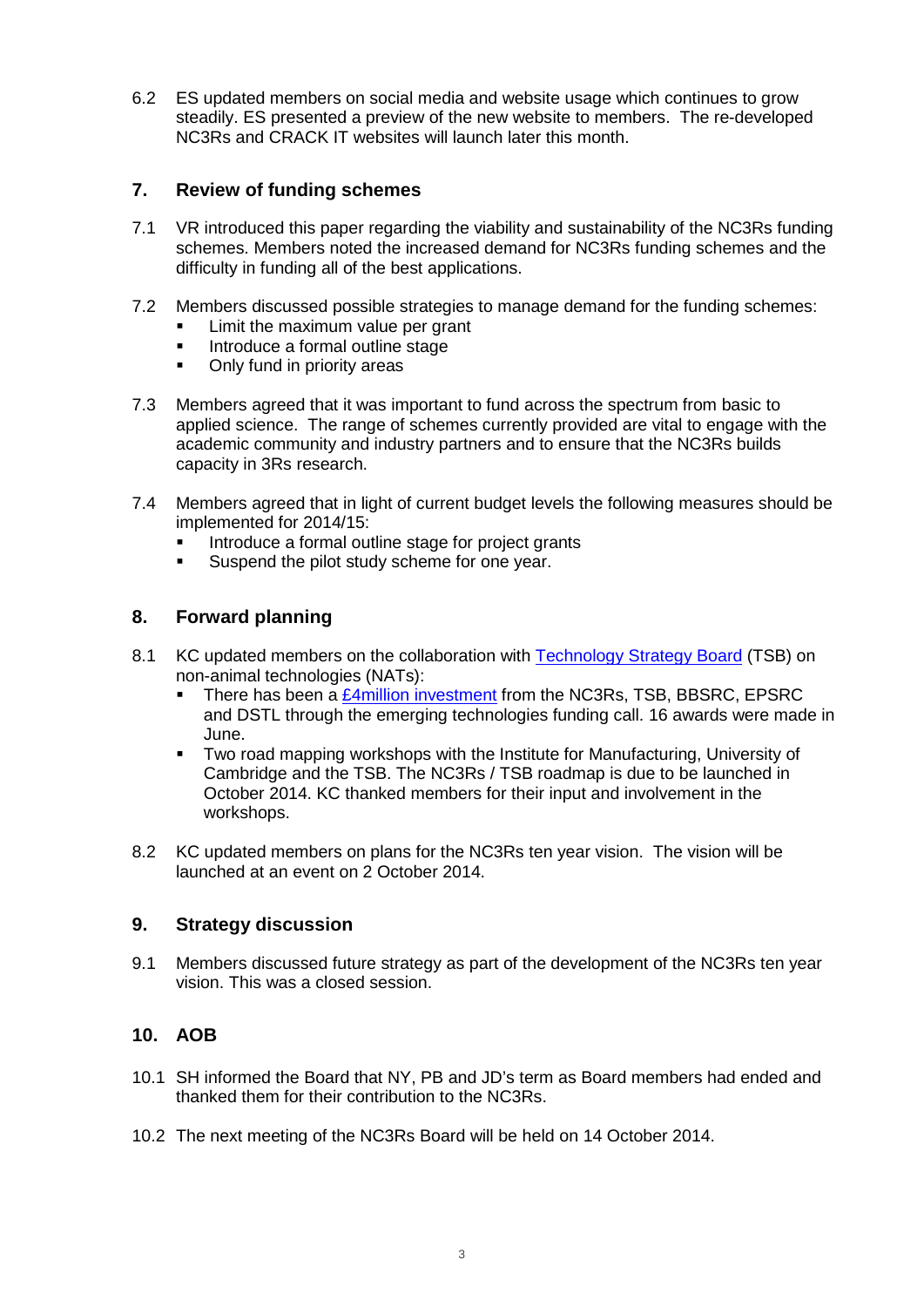6.2 ES updated members on social media and website usage which continues to grow steadily. ES presented a preview of the new website to members. The re-developed NC3Rs and CRACK IT websites will launch later this month.

## 7. Review of funding schemes

7.1 VR introduced this paper regarding the viability and sustainability of the NC3Rs funding schemes. Members noted the increased demand for NC3Rs funding schemes and the difficulty in funding all of the best applications.

7.2 Members discussed possible strategies to manage demand for the funding schemes:

- Limit the maximum value per grant
- Introduce a formal outline stage
- Only fund in priority areas

7.3 Members agreed that it was important to fund across the spectrum from basic to applied science. The range of schemes currently provided are vital to engage with the academic community and industry partners and to ensure that the NC3Rs builds capacity in 3Rs research.

7.4 Members agreed that in light of current budget levels the following measures should be implemented for 2014/15:

- Introduce a formal outline stage for project grants
- Suspend the pilot study scheme for one year.

## 8. Forward planning

8.1 KC updated members on the collaboration with Technology Strategy Board (TSB) on non-animal technologies (NATs):

- There has been a £4million investment from the NC3Rs, TSB, BBSRC, EPSRC and DSTL through the emerging technologies funding call. 16 awards were made in June.
- Two road mapping workshops with the Institute for Manufacturing, University of Cambridge and the TSB. The NC3Rs / TSB roadmap is due to be launched in October 2014. KC thanked members for their input and involvement in the workshops.

8.2 KC updated members on plans for the NC3Rs ten year vision. The vision will be launched at an event on 2 October 2014.

## 9. Strategy discussion

9.1 Members discussed future strategy as part of the development of the NC3Rs ten year vision. This was a closed session.

## 10. AOB

10.1 SH informed the Board that NY, PB and JD's term as Board members had ended and thanked them for their contribution to the NC3Rs.

10.2 The next meeting of the NC3Rs Board will be held on 14 October 2014.